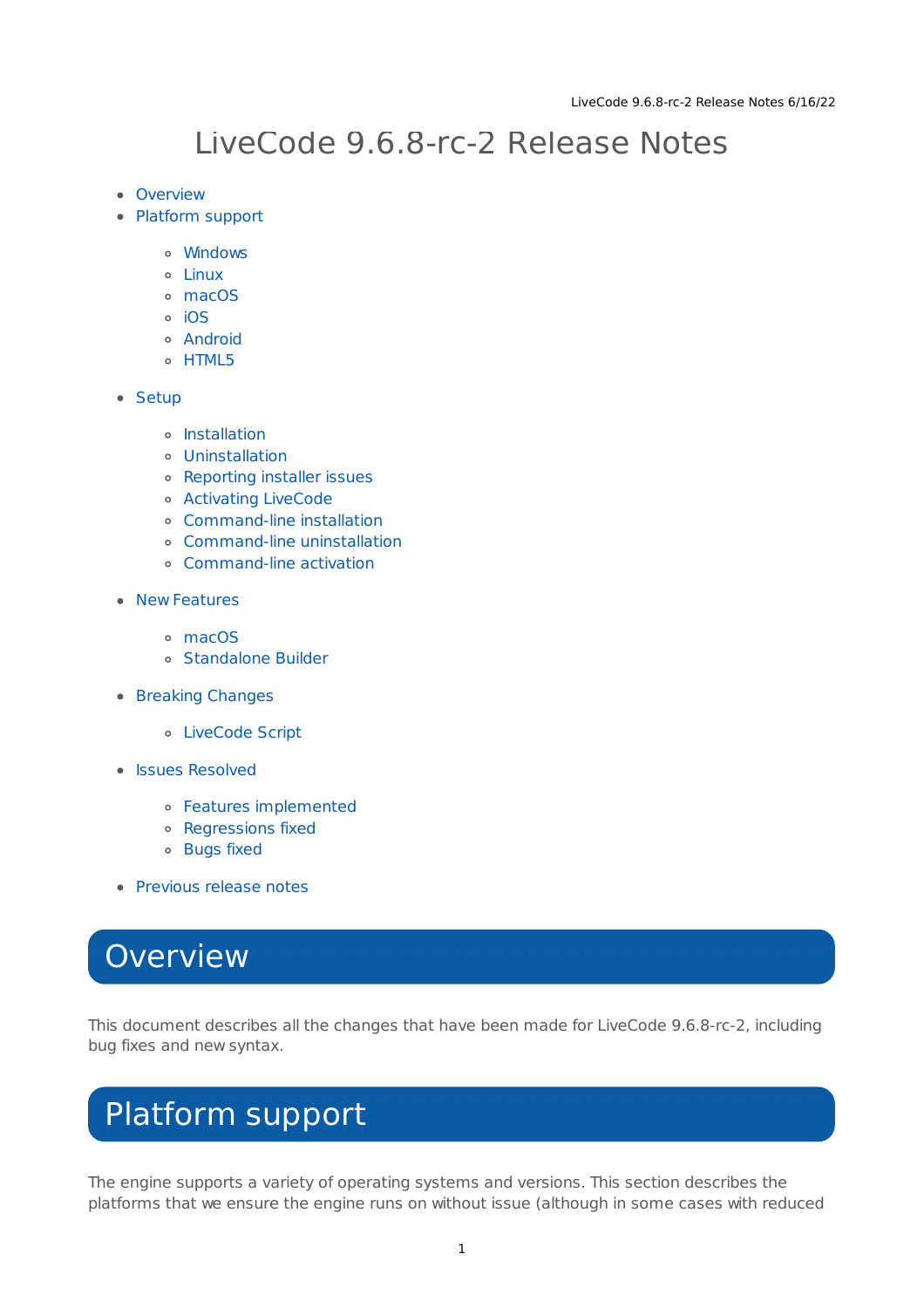# LiveCode 9.6.8-rc-2 Release Notes

- Overview
- Platform support
  - Windows
  - Linux
  - macOS
  - iOS
  - Android
  - HTML5
- Setup
  - Installation
  - Uninstallation
  - Reporting installer issues
  - Activating LiveCode
  - Command-line installation
  - Command-line uninstallation
  - Command-line activation
- New Features
  - macOS
  - Standalone Builder
- Breaking Changes
  - LiveCode Script
- Issues Resolved
  - Features implemented
  - Regressions fixed
  - Bugs fixed
- Previous release notes

## Overview

This document describes all the changes that have been made for LiveCode 9.6.8-rc-2, including bug fixes and new syntax.

## Platform support

The engine supports a variety of operating systems and versions. This section describes the platforms that we ensure the engine runs on without issue (although in some cases with reduced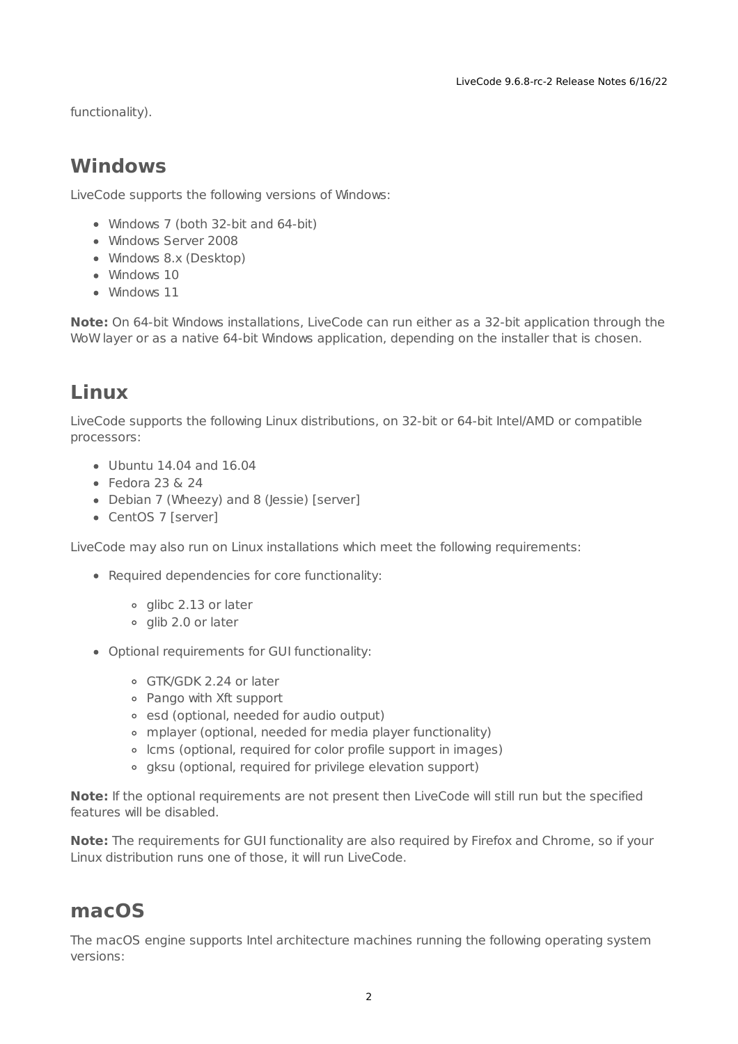functionality).

## Windows

LiveCode supports the following versions of Windows:

- Windows 7 (both 32-bit and 64-bit)
- Windows Server 2008
- Windows 8.x (Desktop)
- Windows 10
- Windows 11

**Note:** On 64-bit Windows installations, LiveCode can run either as a 32-bit application through the WoW layer or as a native 64-bit Windows application, depending on the installer that is chosen.

## Linux

LiveCode supports the following Linux distributions, on 32-bit or 64-bit Intel/AMD or compatible processors:

- Ubuntu 14.04 and 16.04
- Fedora 23 & 24
- Debian 7 (Wheezy) and 8 (Jessie) [server]
- CentOS 7 [server]

LiveCode may also run on Linux installations which meet the following requirements:

- Required dependencies for core functionality:
    - glibc 2.13 or later
    - glib 2.0 or later
- Optional requirements for GUI functionality:
    - GTK/GDK 2.24 or later
    - Pango with Xft support
    - esd (optional, needed for audio output)
    - mplayer (optional, needed for media player functionality)
    - lcms (optional, required for color profile support in images)
    - gksu (optional, required for privilege elevation support)

**Note:** If the optional requirements are not present then LiveCode will still run but the specified features will be disabled.

**Note:** The requirements for GUI functionality are also required by Firefox and Chrome, so if your Linux distribution runs one of those, it will run LiveCode.

## macOS

The macOS engine supports Intel architecture machines running the following operating system versions: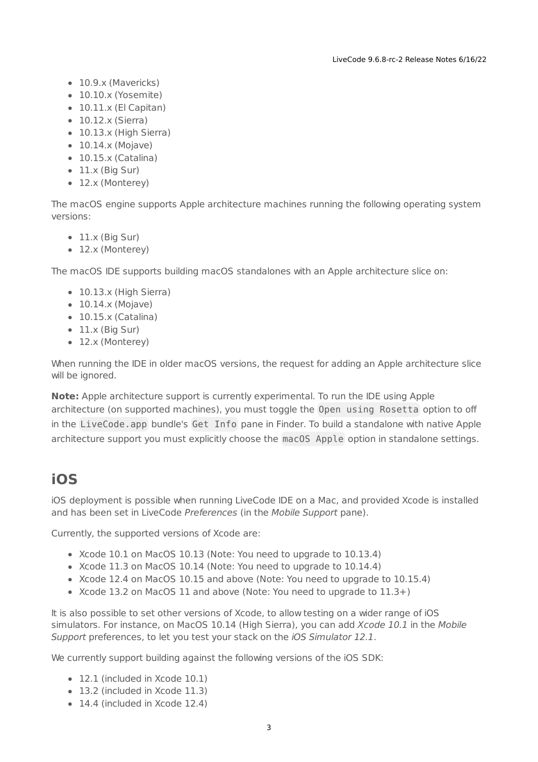- 10.9.x (Mavericks)
- 10.10.x (Yosemite)
- 10.11.x (El Capitan)
- 10.12.x (Sierra)
- 10.13.x (High Sierra)
- 10.14.x (Mojave)
- 10.15.x (Catalina)
- 11.x (Big Sur)
- 12.x (Monterey)

The macOS engine supports Apple architecture machines running the following operating system versions:

- 11.x (Big Sur)
- 12.x (Monterey)

The macOS IDE supports building macOS standalones with an Apple architecture slice on:

- 10.13.x (High Sierra)
- 10.14.x (Mojave)
- 10.15.x (Catalina)
- 11.x (Big Sur)
- 12.x (Monterey)

When running the IDE in older macOS versions, the request for adding an Apple architecture slice will be ignored.

**Note:** Apple architecture support is currently experimental. To run the IDE using Apple architecture (on supported machines), you must toggle the `Open using Rosetta` option to off in the `LiveCode.app` bundle's `Get Info` pane in Finder. To build a standalone with native Apple architecture support you must explicitly choose the `macOS Apple` option in standalone settings.

## iOS

iOS deployment is possible when running LiveCode IDE on a Mac, and provided Xcode is installed and has been set in LiveCode *Preferences* (in the *Mobile Support* pane).

Currently, the supported versions of Xcode are:

- Xcode 10.1 on MacOS 10.13 (Note: You need to upgrade to 10.13.4)
- Xcode 11.3 on MacOS 10.14 (Note: You need to upgrade to 10.14.4)
- Xcode 12.4 on MacOS 10.15 and above (Note: You need to upgrade to 10.15.4)
- Xcode 13.2 on MacOS 11 and above (Note: You need to upgrade to 11.3+)

It is also possible to set other versions of Xcode, to allow testing on a wider range of iOS simulators. For instance, on MacOS 10.14 (High Sierra), you can add *Xcode 10.1* in the *Mobile Support* preferences, to let you test your stack on the *iOS Simulator 12.1*.

We currently support building against the following versions of the iOS SDK:

- 12.1 (included in Xcode 10.1)
- 13.2 (included in Xcode 11.3)
- 14.4 (included in Xcode 12.4)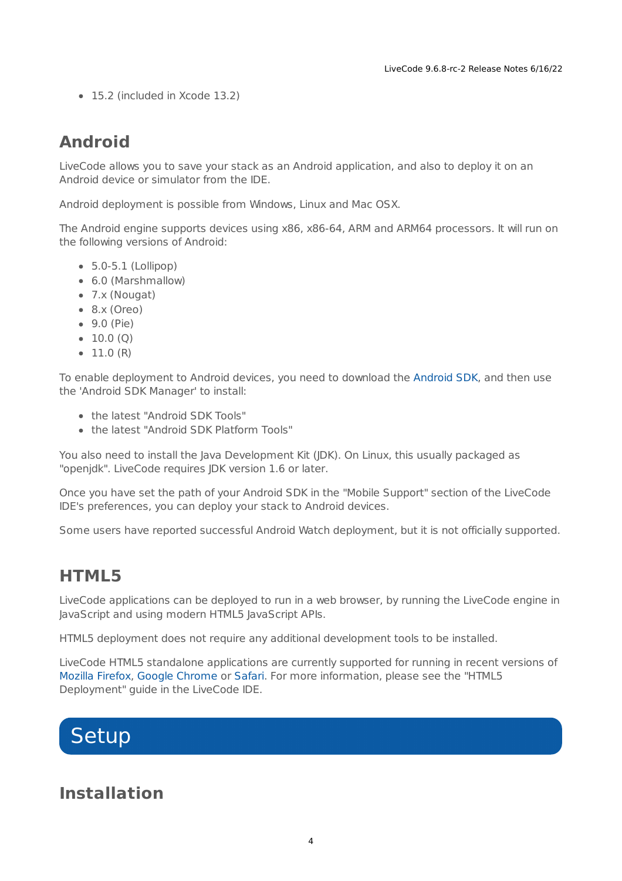- 15.2 (included in Xcode 13.2)

## Android

LiveCode allows you to save your stack as an Android application, and also to deploy it on an Android device or simulator from the IDE.

Android deployment is possible from Windows, Linux and Mac OSX.

The Android engine supports devices using x86, x86-64, ARM and ARM64 processors. It will run on the following versions of Android:

- 5.0-5.1 (Lollipop)
- 6.0 (Marshmallow)
- 7.x (Nougat)
- 8.x (Oreo)
- 9.0 (Pie)
- 10.0 (Q)
- 11.0 (R)

To enable deployment to Android devices, you need to download the Android SDK, and then use the 'Android SDK Manager' to install:

- the latest "Android SDK Tools"
- the latest "Android SDK Platform Tools"

You also need to install the Java Development Kit (JDK). On Linux, this usually packaged as "openjdk". LiveCode requires JDK version 1.6 or later.

Once you have set the path of your Android SDK in the "Mobile Support" section of the LiveCode IDE's preferences, you can deploy your stack to Android devices.

Some users have reported successful Android Watch deployment, but it is not officially supported.

## HTML5

LiveCode applications can be deployed to run in a web browser, by running the LiveCode engine in JavaScript and using modern HTML5 JavaScript APIs.

HTML5 deployment does not require any additional development tools to be installed.

LiveCode HTML5 standalone applications are currently supported for running in recent versions of Mozilla Firefox, Google Chrome or Safari. For more information, please see the "HTML5 Deployment" guide in the LiveCode IDE.

# Setup

## Installation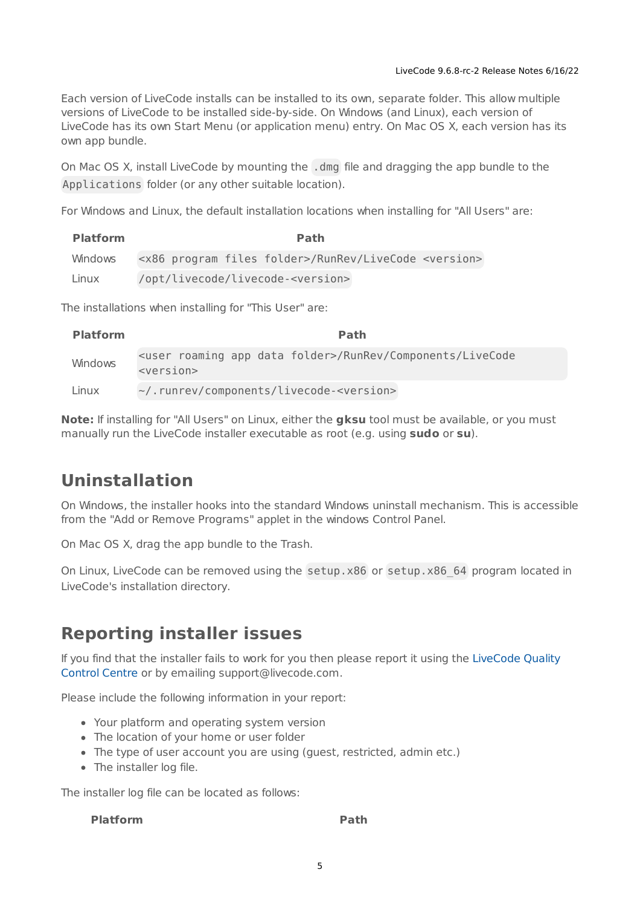Each version of LiveCode installs can be installed to its own, separate folder. This allow multiple versions of LiveCode to be installed side-by-side. On Windows (and Linux), each version of LiveCode has its own Start Menu (or application menu) entry. On Mac OS X, each version has its own app bundle.

On Mac OS X, install LiveCode by mounting the `.dmg` file and dragging the app bundle to the `Applications` folder (or any other suitable location).

For Windows and Linux, the default installation locations when installing for "All Users" are:

| Platform | Path |
| --- | --- |
| Windows | `<x86 program files folder>/RunRev/LiveCode <version>` |
| Linux | `/opt/livecode/livecode-<version>` |

The installations when installing for "This User" are:

| Platform | Path |
| --- | --- |
| Windows | `<user roaming app data folder>/RunRev/Components/LiveCode <version>` |
| Linux | `~/.runrev/components/livecode-<version>` |

**Note:** If installing for "All Users" on Linux, either the **gksu** tool must be available, or you must manually run the LiveCode installer executable as root (e.g. using **sudo** or **su**).

## Uninstallation

On Windows, the installer hooks into the standard Windows uninstall mechanism. This is accessible from the "Add or Remove Programs" applet in the windows Control Panel.

On Mac OS X, drag the app bundle to the Trash.

On Linux, LiveCode can be removed using the `setup.x86` or `setup.x86_64` program located in LiveCode's installation directory.

## Reporting installer issues

If you find that the installer fails to work for you then please report it using the LiveCode Quality Control Centre or by emailing support@livecode.com.

Please include the following information in your report:

- Your platform and operating system version
- The location of your home or user folder
- The type of user account you are using (guest, restricted, admin etc.)
- The installer log file.

The installer log file can be located as follows:

| Platform | Path |
| --- | --- |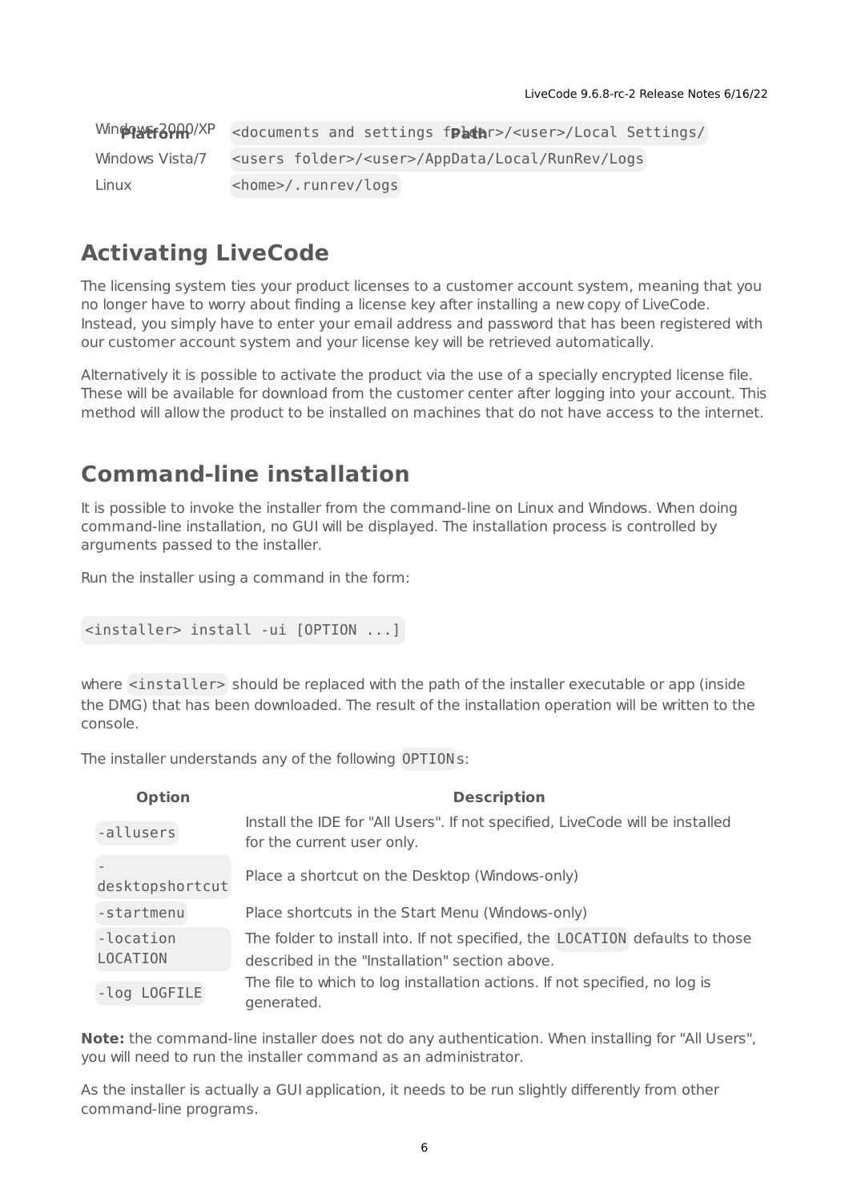| Platform | Path |
| --- | --- |
| Windows 2000/XP | `<documents and settings folder>/<user>/Local Settings/` |
| Windows Vista/7 | `<users folder>/<user>/AppData/Local/RunRev/Logs` |
| Linux | `<home>/.runrev/logs` |

## Activating LiveCode

The licensing system ties your product licenses to a customer account system, meaning that you no longer have to worry about finding a license key after installing a new copy of LiveCode. Instead, you simply have to enter your email address and password that has been registered with our customer account system and your license key will be retrieved automatically.

Alternatively it is possible to activate the product via the use of a specially encrypted license file. These will be available for download from the customer center after logging into your account. This method will allow the product to be installed on machines that do not have access to the internet.

## Command-line installation

It is possible to invoke the installer from the command-line on Linux and Windows. When doing command-line installation, no GUI will be displayed. The installation process is controlled by arguments passed to the installer.

Run the installer using a command in the form:

```
<installer> install -ui [OPTION ...]
```

where `<installer>` should be replaced with the path of the installer executable or app (inside the DMG) that has been downloaded. The result of the installation operation will be written to the console.

The installer understands any of the following `OPTION`s:

| Option | Description |
| --- | --- |
| `-allusers` | Install the IDE for "All Users". If not specified, LiveCode will be installed for the current user only. |
| `-desktopshortcut` | Place a shortcut on the Desktop (Windows-only) |
| `-startmenu` | Place shortcuts in the Start Menu (Windows-only) |
| `-location LOCATION` | The folder to install into. If not specified, the `LOCATION` defaults to those described in the "Installation" section above. |
| `-log LOGFILE` | The file to which to log installation actions. If not specified, no log is generated. |

**Note:** the command-line installer does not do any authentication. When installing for "All Users", you will need to run the installer command as an administrator.

As the installer is actually a GUI application, it needs to be run slightly differently from other command-line programs.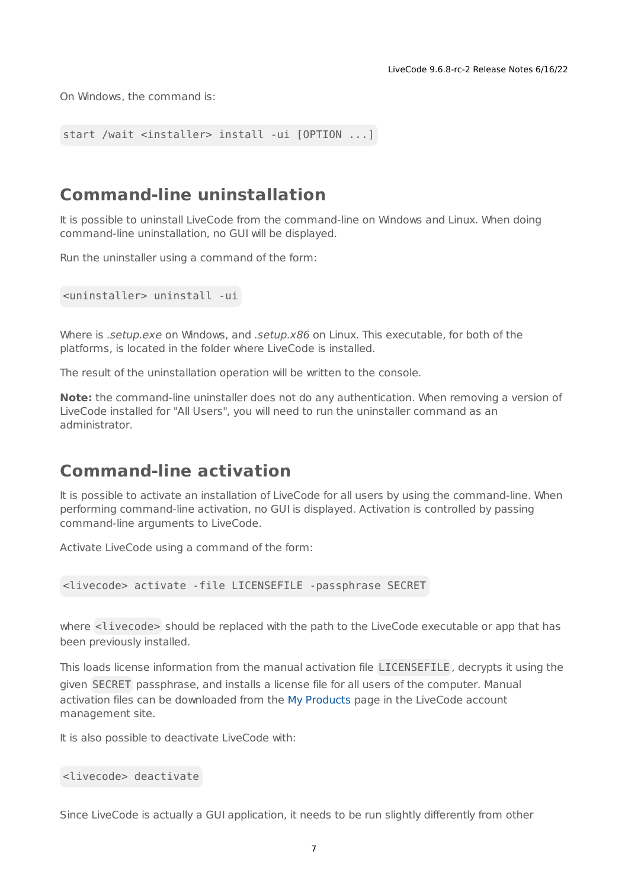On Windows, the command is:

```
start /wait <installer> install -ui [OPTION ...]
```

## Command-line uninstallation

It is possible to uninstall LiveCode from the command-line on Windows and Linux. When doing command-line uninstallation, no GUI will be displayed.

Run the uninstaller using a command of the form:

```
<uninstaller> uninstall -ui
```

Where is *.setup.exe* on Windows, and *.setup.x86* on Linux. This executable, for both of the platforms, is located in the folder where LiveCode is installed.

The result of the uninstallation operation will be written to the console.

**Note:** the command-line uninstaller does not do any authentication. When removing a version of LiveCode installed for "All Users", you will need to run the uninstaller command as an administrator.

## Command-line activation

It is possible to activate an installation of LiveCode for all users by using the command-line. When performing command-line activation, no GUI is displayed. Activation is controlled by passing command-line arguments to LiveCode.

Activate LiveCode using a command of the form:

```
<livecode> activate -file LICENSEFILE -passphrase SECRET
```

where `<livecode>` should be replaced with the path to the LiveCode executable or app that has been previously installed.

This loads license information from the manual activation file `LICENSEFILE`, decrypts it using the given `SECRET` passphrase, and installs a license file for all users of the computer. Manual activation files can be downloaded from the My Products page in the LiveCode account management site.

It is also possible to deactivate LiveCode with:

```
<livecode> deactivate
```

Since LiveCode is actually a GUI application, it needs to be run slightly differently from other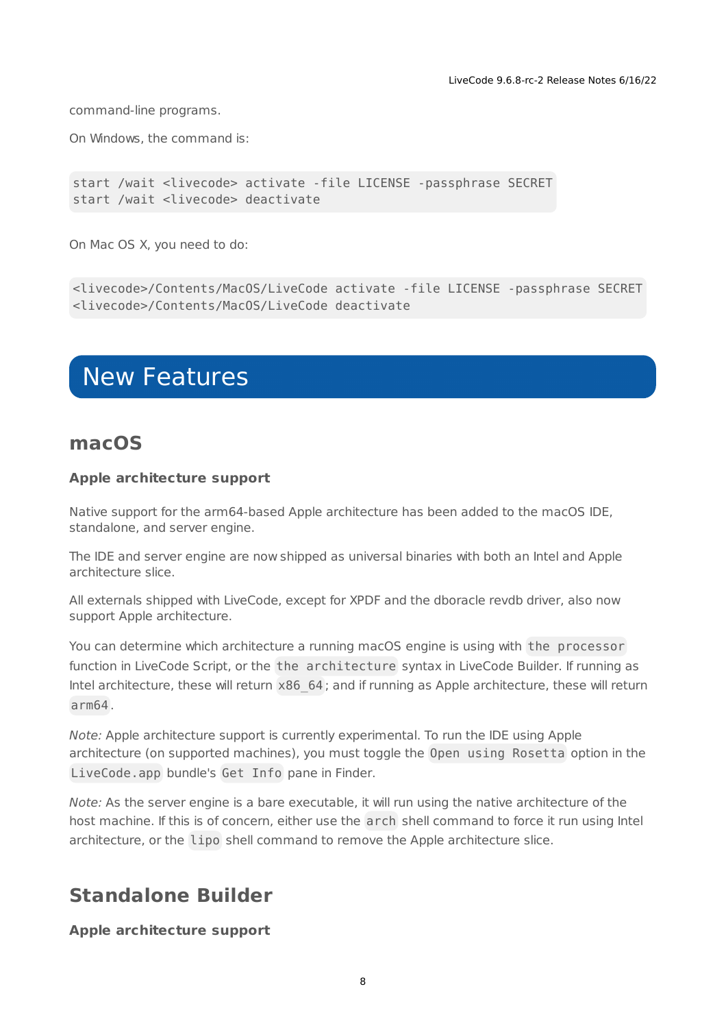command-line programs.

On Windows, the command is:

```
start /wait <livecode> activate -file LICENSE -passphrase SECRET
start /wait <livecode> deactivate
```

On Mac OS X, you need to do:

```
<livecode>/Contents/MacOS/LiveCode activate -file LICENSE -passphrase SECRET
<livecode>/Contents/MacOS/LiveCode deactivate
```

# New Features

## macOS

### Apple architecture support

Native support for the arm64-based Apple architecture has been added to the macOS IDE, standalone, and server engine.

The IDE and server engine are now shipped as universal binaries with both an Intel and Apple architecture slice.

All externals shipped with LiveCode, except for XPDF and the dboracle revdb driver, also now support Apple architecture.

You can determine which architecture a running macOS engine is using with `the processor` function in LiveCode Script, or the `the architecture` syntax in LiveCode Builder. If running as Intel architecture, these will return `x86_64`; and if running as Apple architecture, these will return `arm64`.

*Note:* Apple architecture support is currently experimental. To run the IDE using Apple architecture (on supported machines), you must toggle the `Open using Rosetta` option in the `LiveCode.app` bundle's `Get Info` pane in Finder.

*Note:* As the server engine is a bare executable, it will run using the native architecture of the host machine. If this is of concern, either use the `arch` shell command to force it run using Intel architecture, or the `lipo` shell command to remove the Apple architecture slice.

## Standalone Builder

### Apple architecture support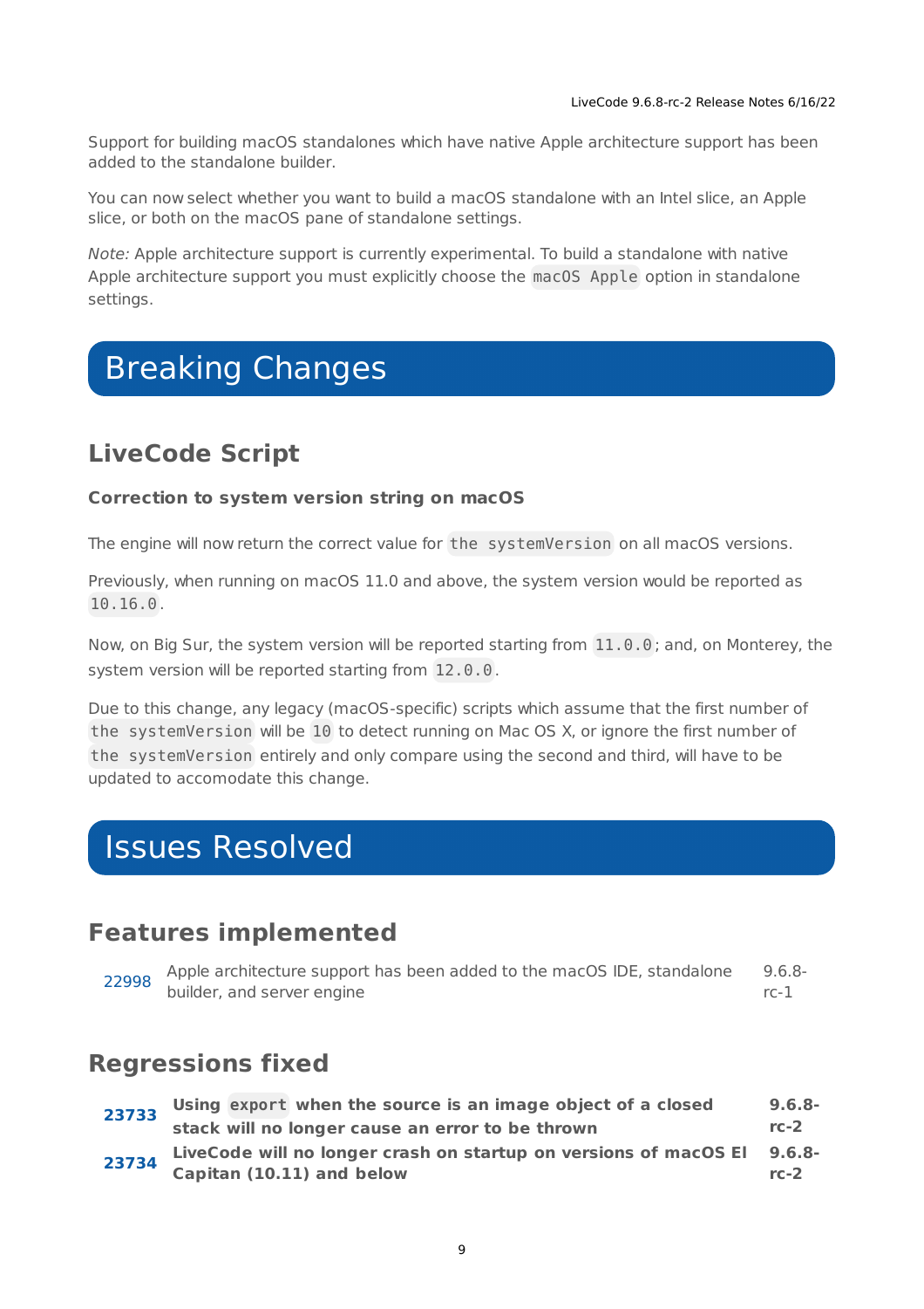Support for building macOS standalones which have native Apple architecture support has been added to the standalone builder.

You can now select whether you want to build a macOS standalone with an Intel slice, an Apple slice, or both on the macOS pane of standalone settings.

*Note:* Apple architecture support is currently experimental. To build a standalone with native Apple architecture support you must explicitly choose the `macOS Apple` option in standalone settings.

# Breaking Changes

## LiveCode Script

### Correction to system version string on macOS

The engine will now return the correct value for `the systemVersion` on all macOS versions.

Previously, when running on macOS 11.0 and above, the system version would be reported as `10.16.0`.

Now, on Big Sur, the system version will be reported starting from `11.0.0`; and, on Monterey, the system version will be reported starting from `12.0.0`.

Due to this change, any legacy (macOS-specific) scripts which assume that the first number of `the systemVersion` will be `10` to detect running on Mac OS X, or ignore the first number of `the systemVersion` entirely and only compare using the second and third, will have to be updated to accomodate this change.

# Issues Resolved

## Features implemented

| | | |
|---|---|---|
| 22998 | Apple architecture support has been added to the macOS IDE, standalone builder, and server engine | 9.6.8-rc-1 |

## Regressions fixed

| | | |
|---|---|---|
| **23733** | **Using `export` when the source is an image object of a closed stack will no longer cause an error to be thrown** | **9.6.8-rc-2** |
| **23734** | **LiveCode will no longer crash on startup on versions of macOS El Capitan (10.11) and below** | **9.6.8-rc-2** |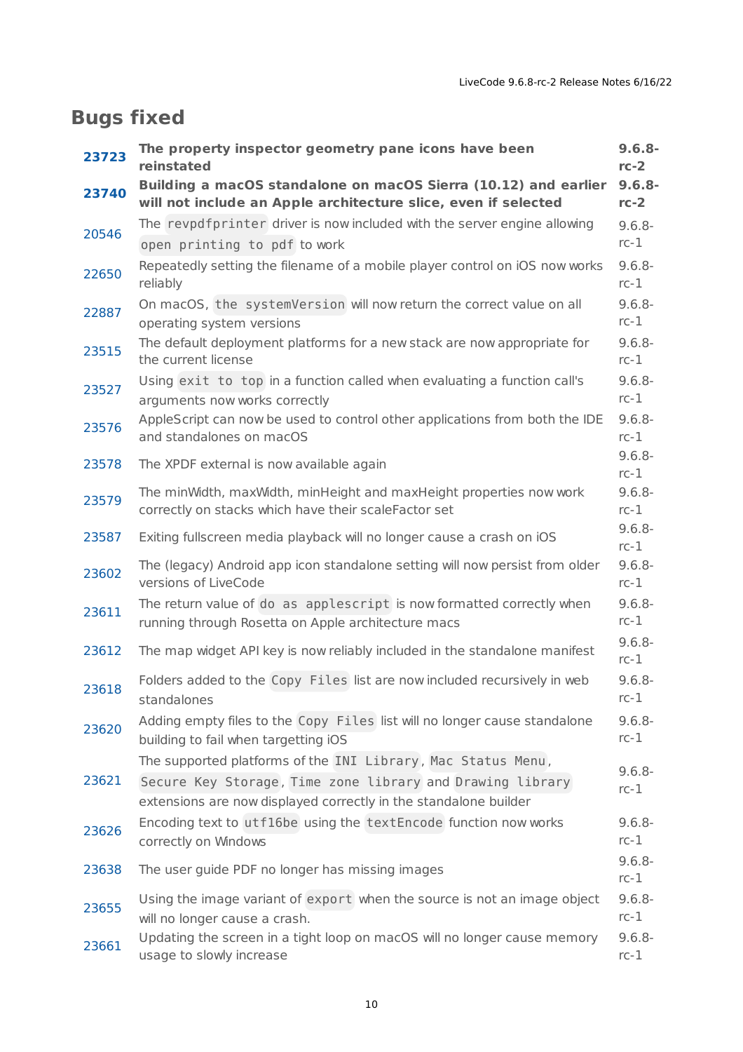## Bugs fixed

| | | |
|---|---|---|
| **23723** | **The property inspector geometry pane icons have been reinstated** | **9.6.8-rc-2** |
| **23740** | **Building a macOS standalone on macOS Sierra (10.12) and earlier will not include an Apple architecture slice, even if selected** | **9.6.8-rc-2** |
| 20546 | The `revpdfprinter` driver is now included with the server engine allowing `open printing to pdf` to work | 9.6.8-rc-1 |
| 22650 | Repeatedly setting the filename of a mobile player control on iOS now works reliably | 9.6.8-rc-1 |
| 22887 | On macOS, `the systemVersion` will now return the correct value on all operating system versions | 9.6.8-rc-1 |
| 23515 | The default deployment platforms for a new stack are now appropriate for the current license | 9.6.8-rc-1 |
| 23527 | Using `exit to top` in a function called when evaluating a function call's arguments now works correctly | 9.6.8-rc-1 |
| 23576 | AppleScript can now be used to control other applications from both the IDE and standalones on macOS | 9.6.8-rc-1 |
| 23578 | The XPDF external is now available again | 9.6.8-rc-1 |
| 23579 | The minWidth, maxWidth, minHeight and maxHeight properties now work correctly on stacks which have their scaleFactor set | 9.6.8-rc-1 |
| 23587 | Exiting fullscreen media playback will no longer cause a crash on iOS | 9.6.8-rc-1 |
| 23602 | The (legacy) Android app icon standalone setting will now persist from older versions of LiveCode | 9.6.8-rc-1 |
| 23611 | The return value of `do as applescript` is now formatted correctly when running through Rosetta on Apple architecture macs | 9.6.8-rc-1 |
| 23612 | The map widget API key is now reliably included in the standalone manifest | 9.6.8-rc-1 |
| 23618 | Folders added to the `Copy Files` list are now included recursively in web standalones | 9.6.8-rc-1 |
| 23620 | Adding empty files to the `Copy Files` list will no longer cause standalone building to fail when targetting iOS | 9.6.8-rc-1 |
| 23621 | The supported platforms of the `INI Library`, `Mac Status Menu`, `Secure Key Storage`, `Time zone library` and `Drawing library` extensions are now displayed correctly in the standalone builder | 9.6.8-rc-1 |
| 23626 | Encoding text to `utf16be` using the `textEncode` function now works correctly on Windows | 9.6.8-rc-1 |
| 23638 | The user guide PDF no longer has missing images | 9.6.8-rc-1 |
| 23655 | Using the image variant of `export` when the source is not an image object will no longer cause a crash. | 9.6.8-rc-1 |
| 23661 | Updating the screen in a tight loop on macOS will no longer cause memory usage to slowly increase | 9.6.8-rc-1 |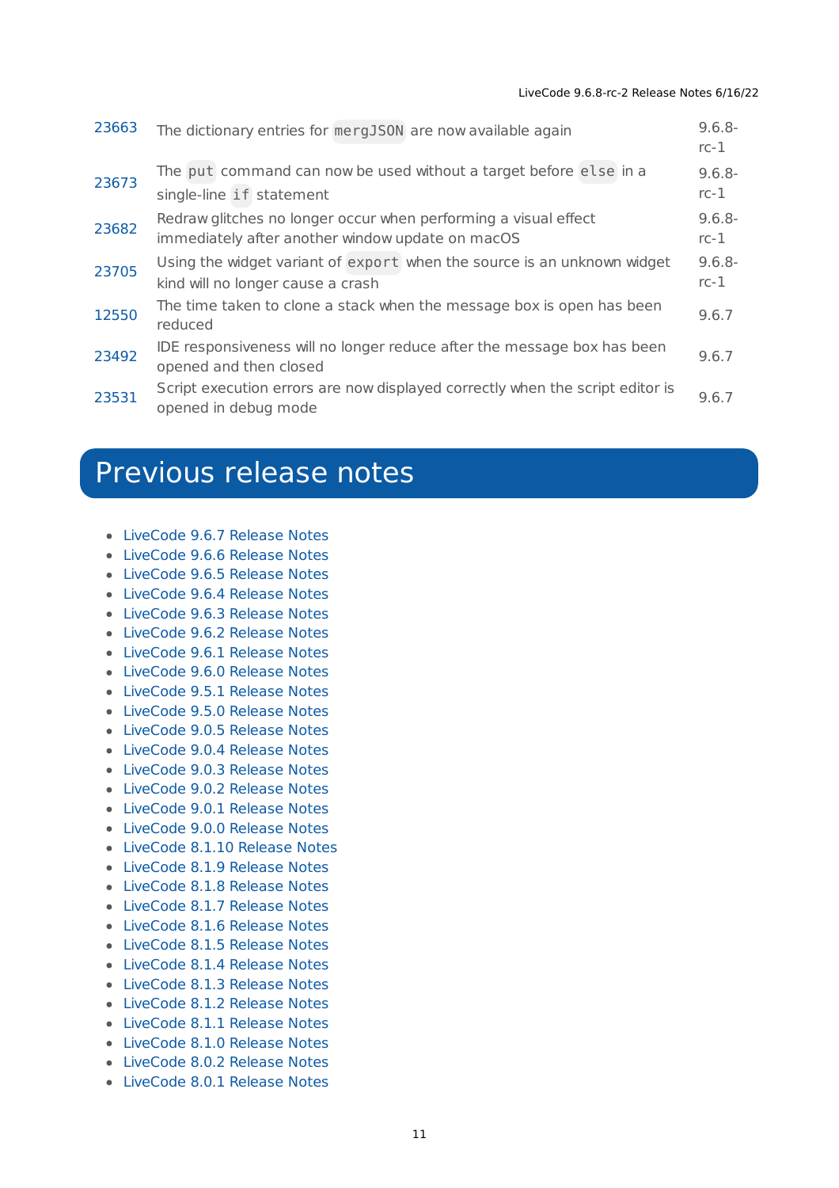| | | |
|---|---|---|
| 23663 | The dictionary entries for `mergJSON` are now available again | 9.6.8-rc-1 |
| 23673 | The `put` command can now be used without a target before `else` in a single-line `if` statement | 9.6.8-rc-1 |
| 23682 | Redraw glitches no longer occur when performing a visual effect immediately after another window update on macOS | 9.6.8-rc-1 |
| 23705 | Using the widget variant of `export` when the source is an unknown widget kind will no longer cause a crash | 9.6.8-rc-1 |
| 12550 | The time taken to clone a stack when the message box is open has been reduced | 9.6.7 |
| 23492 | IDE responsiveness will no longer reduce after the message box has been opened and then closed | 9.6.7 |
| 23531 | Script execution errors are now displayed correctly when the script editor is opened in debug mode | 9.6.7 |

# Previous release notes

- LiveCode 9.6.7 Release Notes
- LiveCode 9.6.6 Release Notes
- LiveCode 9.6.5 Release Notes
- LiveCode 9.6.4 Release Notes
- LiveCode 9.6.3 Release Notes
- LiveCode 9.6.2 Release Notes
- LiveCode 9.6.1 Release Notes
- LiveCode 9.6.0 Release Notes
- LiveCode 9.5.1 Release Notes
- LiveCode 9.5.0 Release Notes
- LiveCode 9.0.5 Release Notes
- LiveCode 9.0.4 Release Notes
- LiveCode 9.0.3 Release Notes
- LiveCode 9.0.2 Release Notes
- LiveCode 9.0.1 Release Notes
- LiveCode 9.0.0 Release Notes
- LiveCode 8.1.10 Release Notes
- LiveCode 8.1.9 Release Notes
- LiveCode 8.1.8 Release Notes
- LiveCode 8.1.7 Release Notes
- LiveCode 8.1.6 Release Notes
- LiveCode 8.1.5 Release Notes
- LiveCode 8.1.4 Release Notes
- LiveCode 8.1.3 Release Notes
- LiveCode 8.1.2 Release Notes
- LiveCode 8.1.1 Release Notes
- LiveCode 8.1.0 Release Notes
- LiveCode 8.0.2 Release Notes
- LiveCode 8.0.1 Release Notes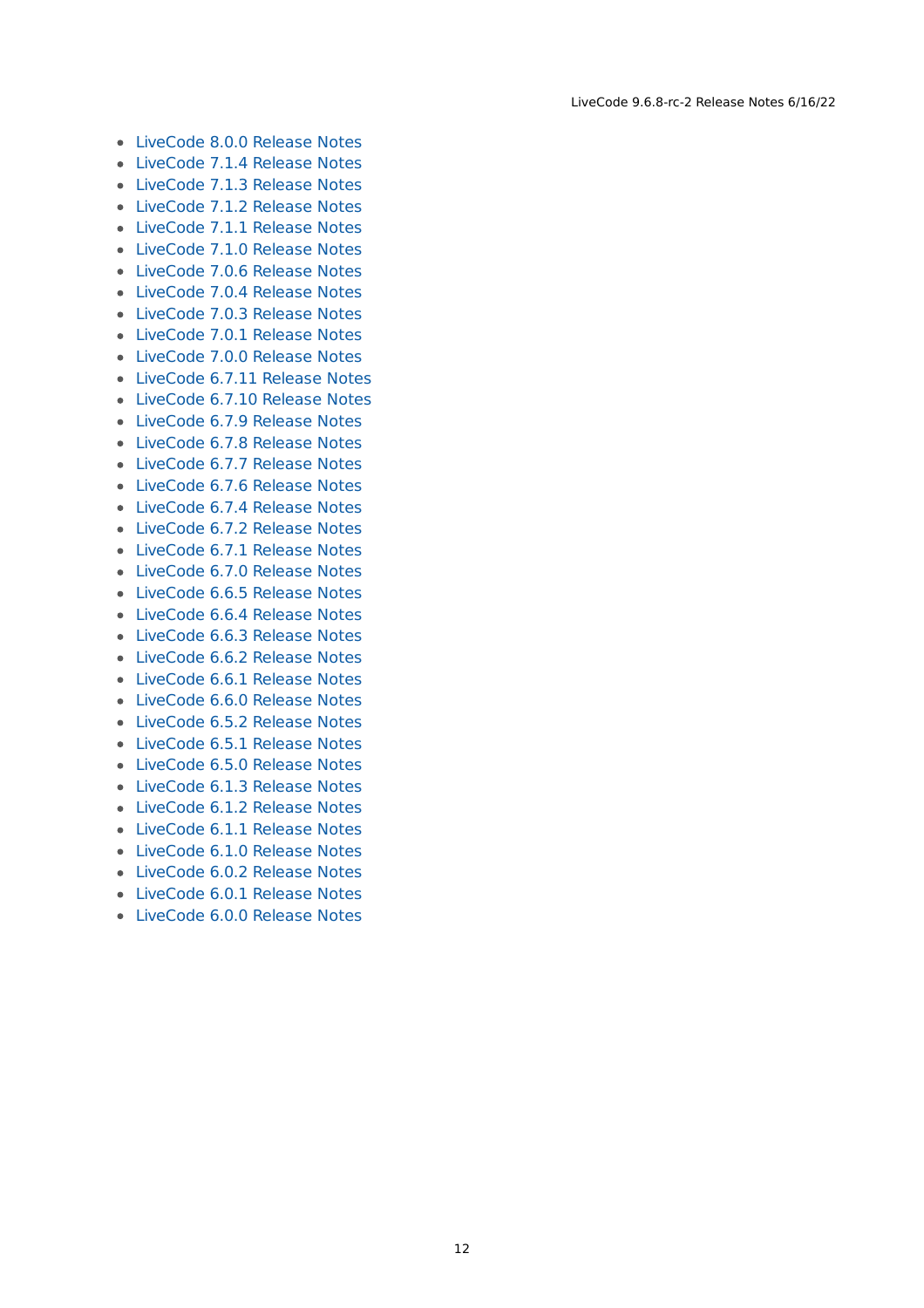- LiveCode 8.0.0 Release Notes
- LiveCode 7.1.4 Release Notes
- LiveCode 7.1.3 Release Notes
- LiveCode 7.1.2 Release Notes
- LiveCode 7.1.1 Release Notes
- LiveCode 7.1.0 Release Notes
- LiveCode 7.0.6 Release Notes
- LiveCode 7.0.4 Release Notes
- LiveCode 7.0.3 Release Notes
- LiveCode 7.0.1 Release Notes
- LiveCode 7.0.0 Release Notes
- LiveCode 6.7.11 Release Notes
- LiveCode 6.7.10 Release Notes
- LiveCode 6.7.9 Release Notes
- LiveCode 6.7.8 Release Notes
- LiveCode 6.7.7 Release Notes
- LiveCode 6.7.6 Release Notes
- LiveCode 6.7.4 Release Notes
- LiveCode 6.7.2 Release Notes
- LiveCode 6.7.1 Release Notes
- LiveCode 6.7.0 Release Notes
- LiveCode 6.6.5 Release Notes
- LiveCode 6.6.4 Release Notes
- LiveCode 6.6.3 Release Notes
- LiveCode 6.6.2 Release Notes
- LiveCode 6.6.1 Release Notes
- LiveCode 6.6.0 Release Notes
- LiveCode 6.5.2 Release Notes
- LiveCode 6.5.1 Release Notes
- LiveCode 6.5.0 Release Notes
- LiveCode 6.1.3 Release Notes
- LiveCode 6.1.2 Release Notes
- LiveCode 6.1.1 Release Notes
- LiveCode 6.1.0 Release Notes
- LiveCode 6.0.2 Release Notes
- LiveCode 6.0.1 Release Notes
- LiveCode 6.0.0 Release Notes